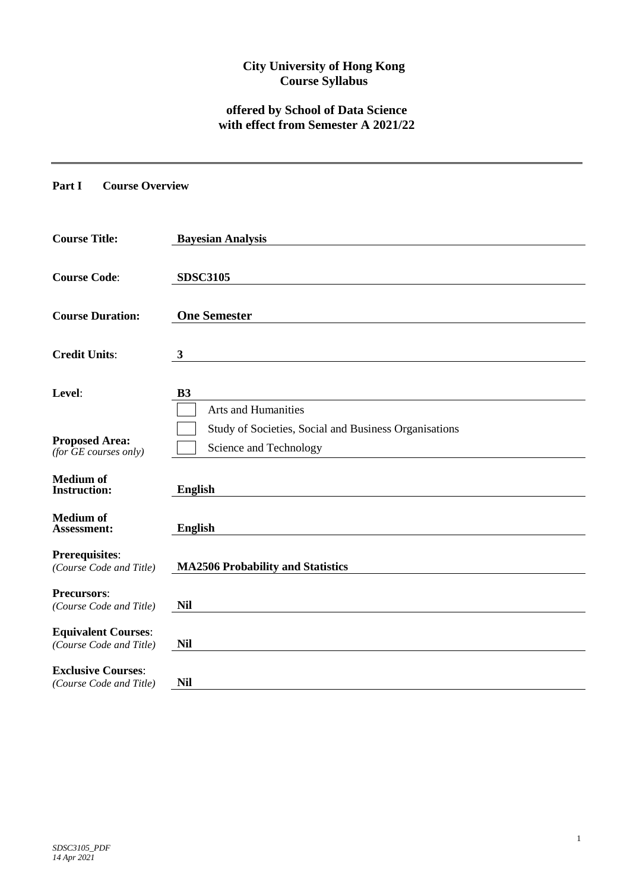**City University of Hong Kong**
**Course Syllabus**

**offered by School of Data Science**
**with effect from Semester A 2021/22**

---

**Part I Course Overview**

| | |
|---|---|
| **Course Title:** | **Bayesian Analysis** |
| **Course Code**: | **SDSC3105** |
| **Course Duration:** | **One Semester** |
| **Credit Units**: | **3** |
| **Level**: | **B3** |
| **Proposed Area:** *(for GE courses only)* | ☐ Arts and Humanities<br>☐ Study of Societies, Social and Business Organisations<br>☐ Science and Technology |
| **Medium of Instruction:** | **English** |
| **Medium of Assessment:** | **English** |
| **Prerequisites**: *(Course Code and Title)* | **MA2506 Probability and Statistics** |
| **Precursors**: *(Course Code and Title)* | **Nil** |
| **Equivalent Courses**: *(Course Code and Title)* | **Nil** |
| **Exclusive Courses**: *(Course Code and Title)* | **Nil** |

*SDSC3105_PDF*
*14 Apr 2021*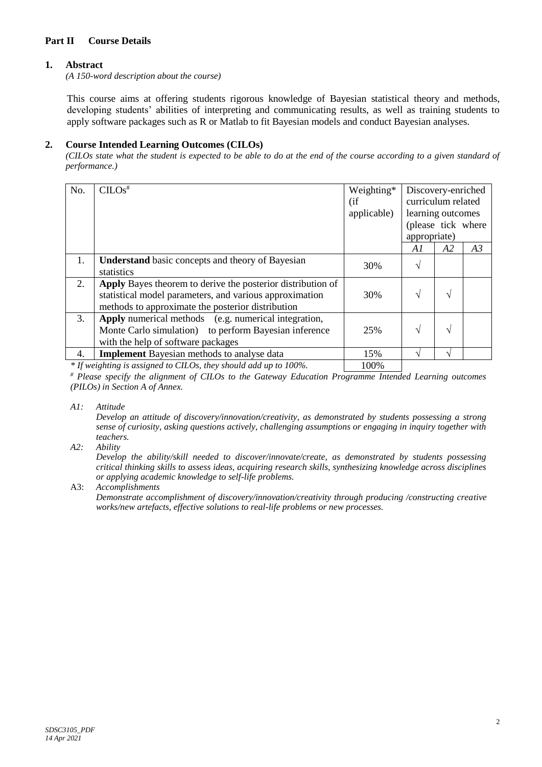## Part II Course Details

### 1. Abstract

*(A 150-word description about the course)*

This course aims at offering students rigorous knowledge of Bayesian statistical theory and methods, developing students' abilities of interpreting and communicating results, as well as training students to apply software packages such as R or Matlab to fit Bayesian models and conduct Bayesian analyses.

### 2. Course Intended Learning Outcomes (CILOs)

*(CILOs state what the student is expected to be able to do at the end of the course according to a given standard of performance.)*

| No. | CILOs# | Weighting* (if applicable) | Discovery-enriched curriculum related learning outcomes (please tick where appropriate) | | |
|---|---|---|---|---|---|
| | | | *A1* | *A2* | *A3* |
| 1. | **Understand** basic concepts and theory of Bayesian statistics | 30% | √ | | |
| 2. | **Apply** Bayes theorem to derive the posterior distribution of statistical model parameters, and various approximation methods to approximate the posterior distribution | 30% | √ | √ | |
| 3. | **Apply** numerical methods (e.g. numerical integration, Monte Carlo simulation) to perform Bayesian inference with the help of software packages | 25% | √ | √ | |
| 4. | **Implement** Bayesian methods to analyse data | 15% | √ | √ | |
| | *\* If weighting is assigned to CILOs, they should add up to 100%.* | 100% | | | |

*# Please specify the alignment of CILOs to the Gateway Education Programme Intended Learning outcomes (PILOs) in Section A of Annex.*

*A1: Attitude*
*Develop an attitude of discovery/innovation/creativity, as demonstrated by students possessing a strong sense of curiosity, asking questions actively, challenging assumptions or engaging in inquiry together with teachers.*

*A2: Ability*
*Develop the ability/skill needed to discover/innovate/create, as demonstrated by students possessing critical thinking skills to assess ideas, acquiring research skills, synthesizing knowledge across disciplines or applying academic knowledge to self-life problems.*

A3: *Accomplishments*
*Demonstrate accomplishment of discovery/innovation/creativity through producing /constructing creative works/new artefacts, effective solutions to real-life problems or new processes.*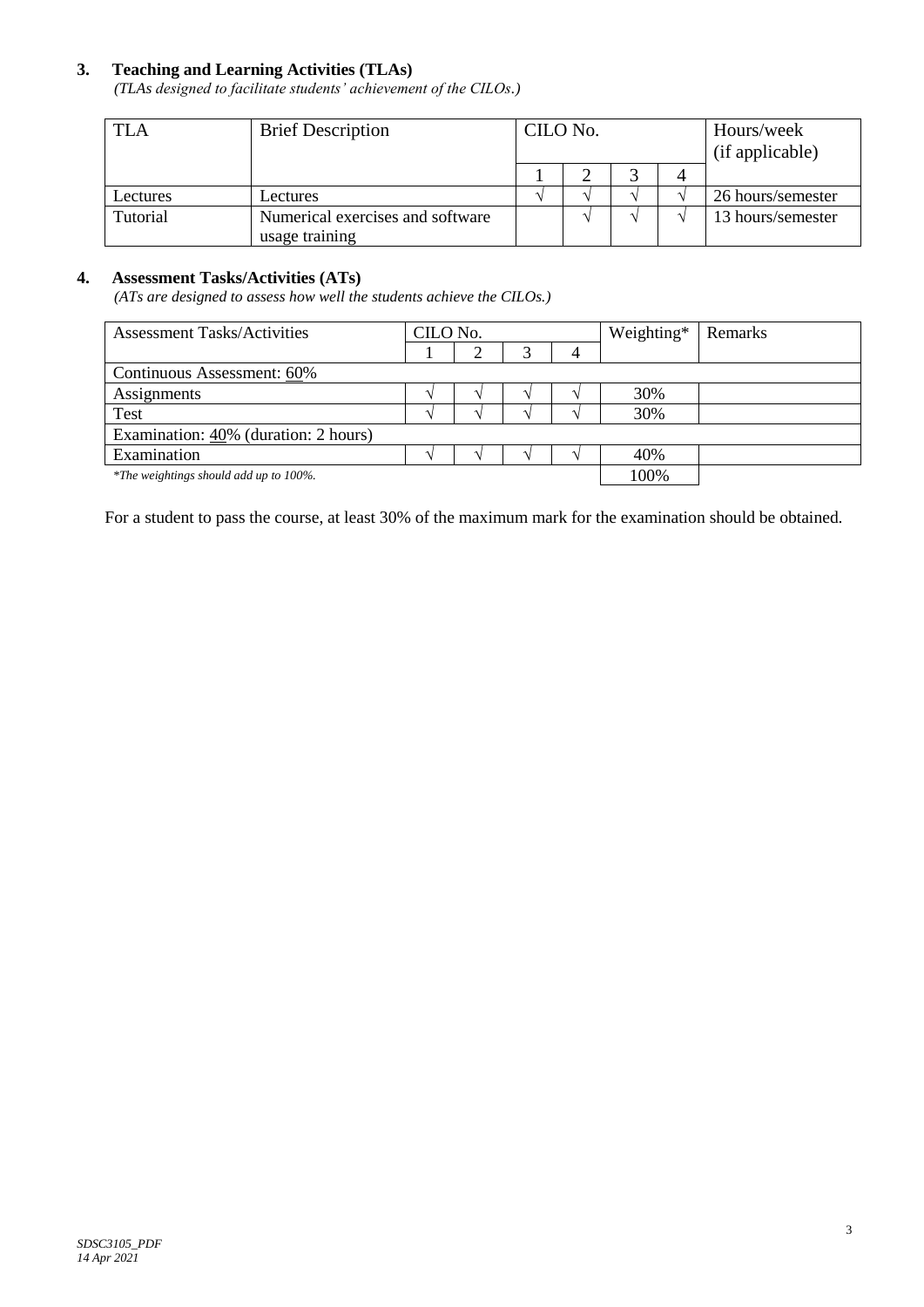### 3. Teaching and Learning Activities (TLAs)

*(TLAs designed to facilitate students' achievement of the CILOs.)*

| TLA | Brief Description | CILO No. | | | | Hours/week (if applicable) |
|---|---|---|---|---|---|---|
| | | 1 | 2 | 3 | 4 | |
| Lectures | Lectures | √ | √ | √ | √ | 26 hours/semester |
| Tutorial | Numerical exercises and software usage training | | √ | √ | √ | 13 hours/semester |

### 4. Assessment Tasks/Activities (ATs)

*(ATs are designed to assess how well the students achieve the CILOs.)*

| Assessment Tasks/Activities | CILO No. | | | | Weighting* | Remarks |
|---|---|---|---|---|---|---|
| | 1 | 2 | 3 | 4 | | |
| Continuous Assessment: 60% | | | | | | |
| Assignments | √ | √ | √ | √ | 30% | |
| Test | √ | √ | √ | √ | 30% | |
| Examination: 40% (duration: 2 hours) | | | | | | |
| Examination | √ | √ | √ | √ | 40% | |
| *\*The weightings should add up to 100%.* | | | | | 100% | |

For a student to pass the course, at least 30% of the maximum mark for the examination should be obtained.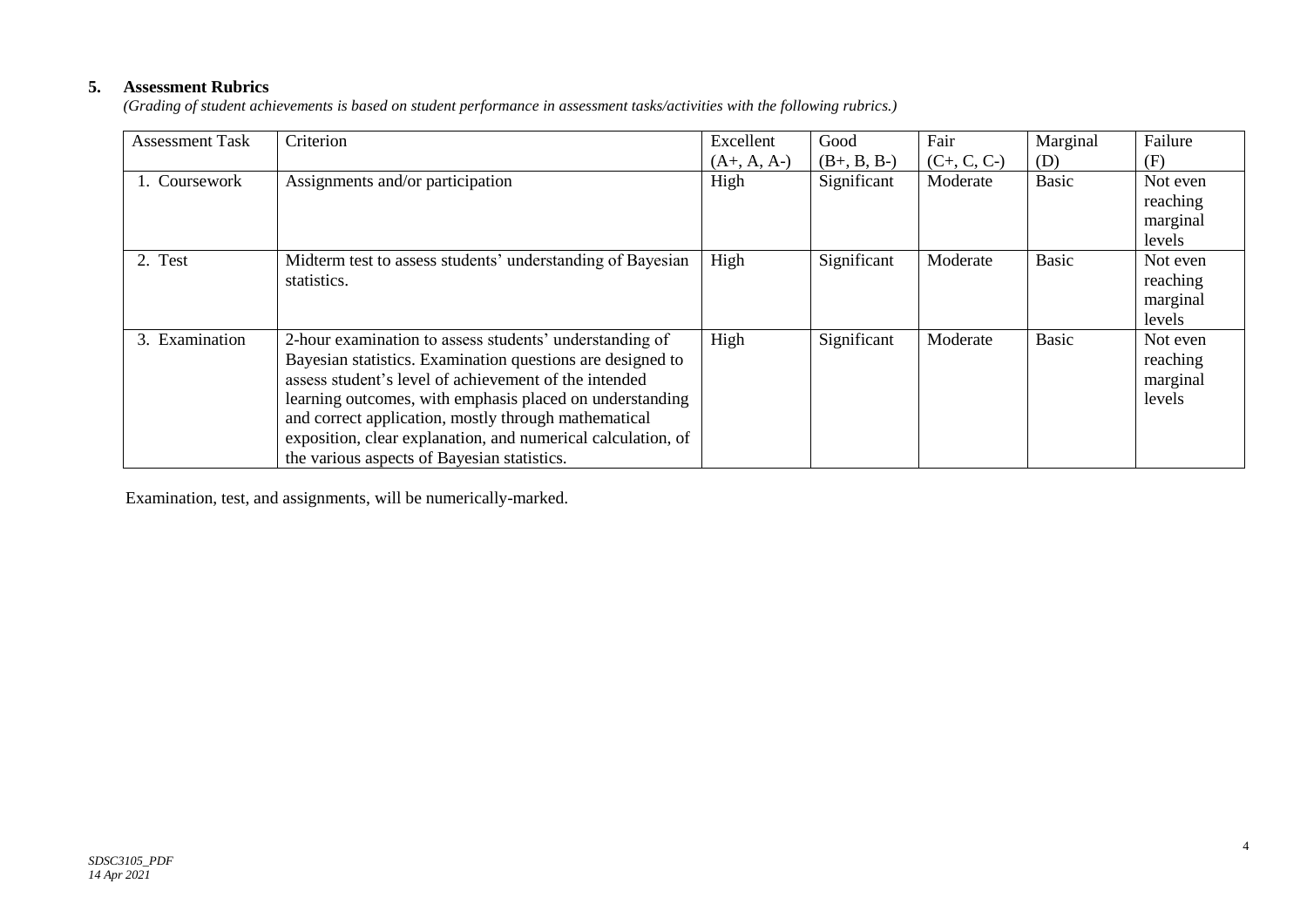## 5. Assessment Rubrics

*(Grading of student achievements is based on student performance in assessment tasks/activities with the following rubrics.)*

| Assessment Task | Criterion | Excellent (A+, A, A-) | Good (B+, B, B-) | Fair (C+, C, C-) | Marginal (D) | Failure (F) |
|---|---|---|---|---|---|---|
| 1. Coursework | Assignments and/or participation | High | Significant | Moderate | Basic | Not even reaching marginal levels |
| 2. Test | Midterm test to assess students' understanding of Bayesian statistics. | High | Significant | Moderate | Basic | Not even reaching marginal levels |
| 3. Examination | 2-hour examination to assess students' understanding of Bayesian statistics. Examination questions are designed to assess student's level of achievement of the intended learning outcomes, with emphasis placed on understanding and correct application, mostly through mathematical exposition, clear explanation, and numerical calculation, of the various aspects of Bayesian statistics. | High | Significant | Moderate | Basic | Not even reaching marginal levels |

Examination, test, and assignments, will be numerically-marked.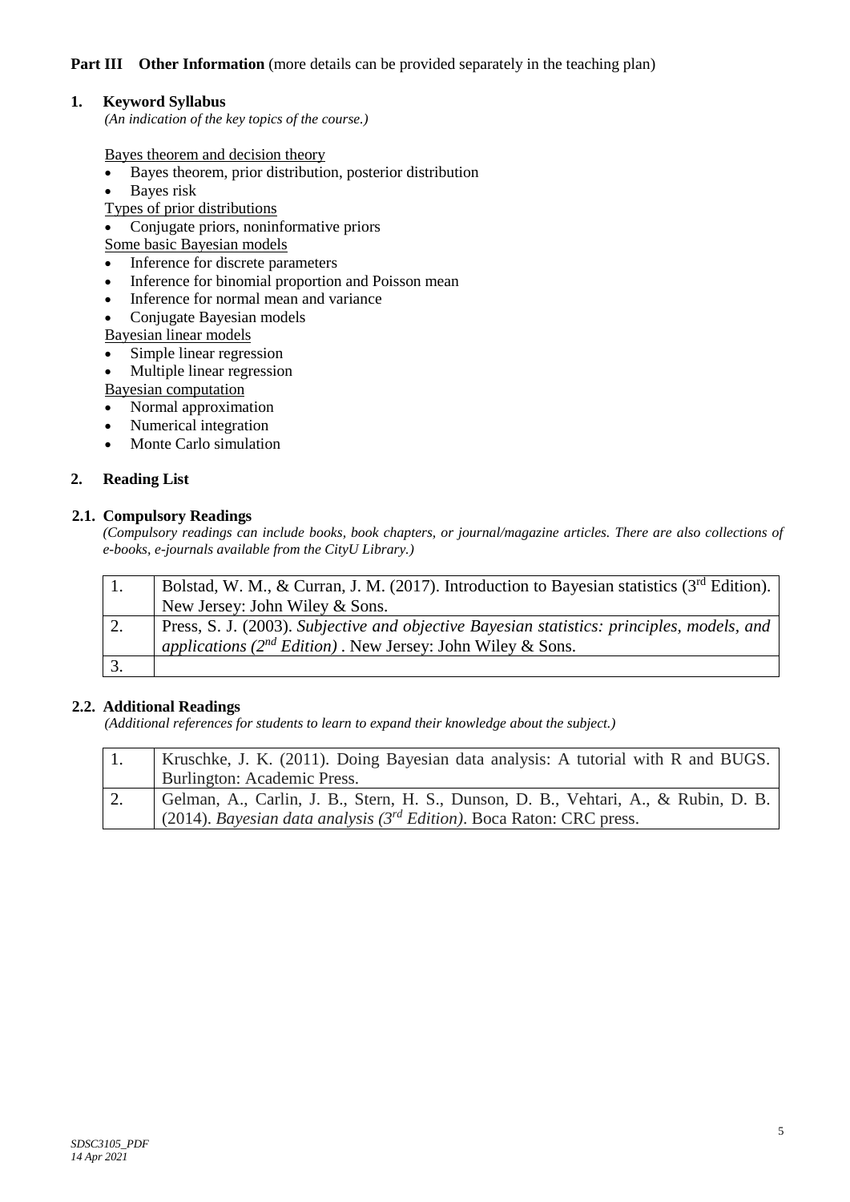**Part III Other Information** (more details can be provided separately in the teaching plan)

## 1. Keyword Syllabus

*(An indication of the key topics of the course.)*

Bayes theorem and decision theory

- Bayes theorem, prior distribution, posterior distribution
- Bayes risk

Types of prior distributions

- Conjugate priors, noninformative priors

Some basic Bayesian models

- Inference for discrete parameters
- Inference for binomial proportion and Poisson mean
- Inference for normal mean and variance
- Conjugate Bayesian models

Bayesian linear models

- Simple linear regression
- Multiple linear regression

Bayesian computation

- Normal approximation
- Numerical integration
- Monte Carlo simulation

## 2. Reading List

### 2.1. Compulsory Readings

*(Compulsory readings can include books, book chapters, or journal/magazine articles. There are also collections of e-books, e-journals available from the CityU Library.)*

| | |
|---|---|
| 1. | Bolstad, W. M., & Curran, J. M. (2017). Introduction to Bayesian statistics (3rd Edition). New Jersey: John Wiley & Sons. |
| 2. | Press, S. J. (2003). *Subjective and objective Bayesian statistics: principles, models, and applications (2nd Edition)* . New Jersey: John Wiley & Sons. |
| 3. | |

### 2.2. Additional Readings

*(Additional references for students to learn to expand their knowledge about the subject.)*

| | |
|---|---|
| 1. | Kruschke, J. K. (2011). Doing Bayesian data analysis: A tutorial with R and BUGS. Burlington: Academic Press. |
| 2. | Gelman, A., Carlin, J. B., Stern, H. S., Dunson, D. B., Vehtari, A., & Rubin, D. B. (2014). *Bayesian data analysis (3rd Edition)*. Boca Raton: CRC press. |

*SDSC3105_PDF*
*14 Apr 2021*